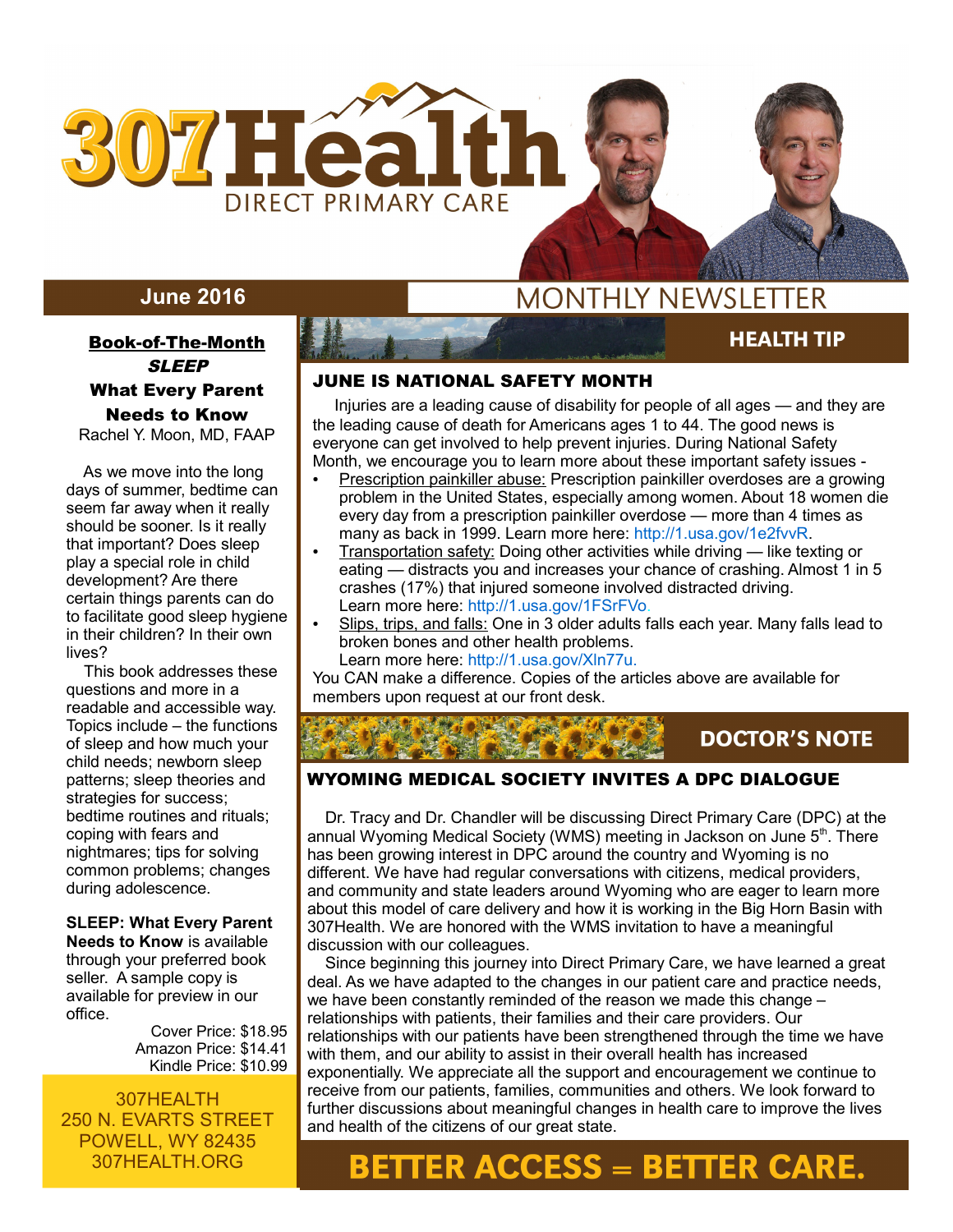# 307Health

DIRECT PRIMARY CARE

**June 2016**

MONTHLY NEWSLETTER

## Book-of-The-Month

**_SLEEP_**

**What Every Parent Needs to Know**

Rachel Y. Moon, MD, FAAP

As we move into the long days of summer, bedtime can seem far away when it really should be sooner. Is it really that important? Does sleep play a special role in child development? Are there certain things parents can do to facilitate good sleep hygiene in their children? In their own lives?

This book addresses these questions and more in a readable and accessible way. Topics include – the functions of sleep and how much your child needs; newborn sleep patterns; sleep theories and strategies for success; bedtime routines and rituals; coping with fears and nightmares; tips for solving common problems; changes during adolescence.

**SLEEP: What Every Parent Needs to Know** is available through your preferred book seller. A sample copy is available for preview in our office.

Cover Price: $18.95
Amazon Price: $14.41
Kindle Price: $10.99

307HEALTH
250 N. EVARTS STREET
POWELL, WY 82435
307HEALTH.ORG

## HEALTH TIP

### JUNE IS NATIONAL SAFETY MONTH

Injuries are a leading cause of disability for people of all ages — and they are the leading cause of death for Americans ages 1 to 44. The good news is everyone can get involved to help prevent injuries. During National Safety Month, we encourage you to learn more about these important safety issues -

- Prescription painkiller abuse: Prescription painkiller overdoses are a growing problem in the United States, especially among women. About 18 women die every day from a prescription painkiller overdose — more than 4 times as many as back in 1999. Learn more here: http://1.usa.gov/1e2fvvR.
- Transportation safety: Doing other activities while driving — like texting or eating — distracts you and increases your chance of crashing. Almost 1 in 5 crashes (17%) that injured someone involved distracted driving. Learn more here: http://1.usa.gov/1FSrFVo.
- Slips, trips, and falls: One in 3 older adults falls each year. Many falls lead to broken bones and other health problems. Learn more here: http://1.usa.gov/Xln77u.

You CAN make a difference. Copies of the articles above are available for members upon request at our front desk.

## DOCTOR'S NOTE

### WYOMING MEDICAL SOCIETY INVITES A DPC DIALOGUE

Dr. Tracy and Dr. Chandler will be discussing Direct Primary Care (DPC) at the annual Wyoming Medical Society (WMS) meeting in Jackson on June 5th. There has been growing interest in DPC around the country and Wyoming is no different. We have had regular conversations with citizens, medical providers, and community and state leaders around Wyoming who are eager to learn more about this model of care delivery and how it is working in the Big Horn Basin with 307Health. We are honored with the WMS invitation to have a meaningful discussion with our colleagues.

Since beginning this journey into Direct Primary Care, we have learned a great deal. As we have adapted to the changes in our patient care and practice needs, we have been constantly reminded of the reason we made this change – relationships with patients, their families and their care providers. Our relationships with our patients have been strengthened through the time we have with them, and our ability to assist in their overall health has increased exponentially. We appreciate all the support and encouragement we continue to receive from our patients, families, communities and others. We look forward to further discussions about meaningful changes in health care to improve the lives and health of the citizens of our great state.

**BETTER ACCESS = BETTER CARE.**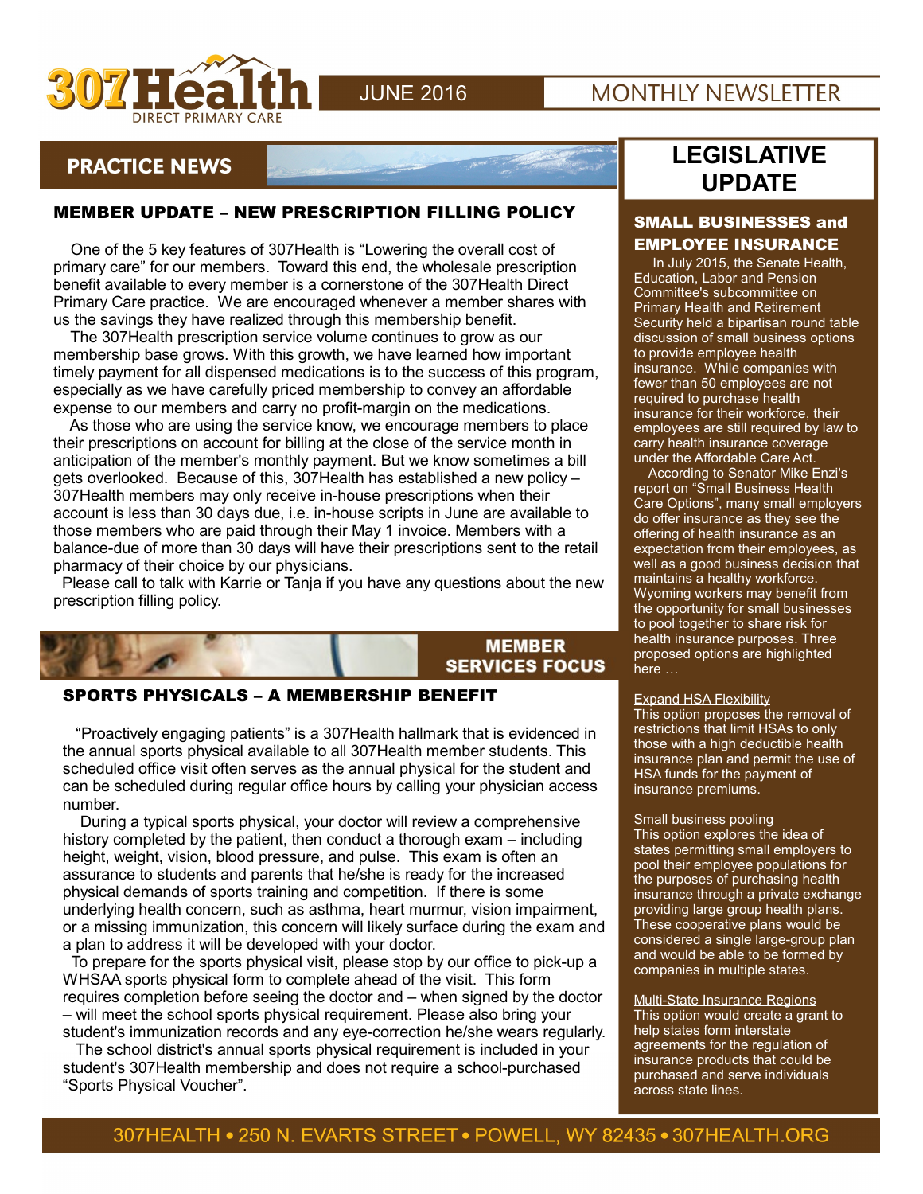# 307Health

DIRECT PRIMARY CARE

JUNE 2016

MONTHLY NEWSLETTER

## PRACTICE NEWS

### MEMBER UPDATE – NEW PRESCRIPTION FILLING POLICY

One of the 5 key features of 307Health is "Lowering the overall cost of primary care" for our members. Toward this end, the wholesale prescription benefit available to every member is a cornerstone of the 307Health Direct Primary Care practice. We are encouraged whenever a member shares with us the savings they have realized through this membership benefit.

The 307Health prescription service volume continues to grow as our membership base grows. With this growth, we have learned how important timely payment for all dispensed medications is to the success of this program, especially as we have carefully priced membership to convey an affordable expense to our members and carry no profit-margin on the medications.

As those who are using the service know, we encourage members to place their prescriptions on account for billing at the close of the service month in anticipation of the member's monthly payment. But we know sometimes a bill gets overlooked. Because of this, 307Health has established a new policy – 307Health members may only receive in-house prescriptions when their account is less than 30 days due, i.e. in-house scripts in June are available to those members who are paid through their May 1 invoice. Members with a balance-due of more than 30 days will have their prescriptions sent to the retail pharmacy of their choice by our physicians.

Please call to talk with Karrie or Tanja if you have any questions about the new prescription filling policy.

## MEMBER SERVICES FOCUS

### SPORTS PHYSICALS – A MEMBERSHIP BENEFIT

"Proactively engaging patients" is a 307Health hallmark that is evidenced in the annual sports physical available to all 307Health member students. This scheduled office visit often serves as the annual physical for the student and can be scheduled during regular office hours by calling your physician access number.

During a typical sports physical, your doctor will review a comprehensive history completed by the patient, then conduct a thorough exam – including height, weight, vision, blood pressure, and pulse. This exam is often an assurance to students and parents that he/she is ready for the increased physical demands of sports training and competition. If there is some underlying health concern, such as asthma, heart murmur, vision impairment, or a missing immunization, this concern will likely surface during the exam and a plan to address it will be developed with your doctor.

To prepare for the sports physical visit, please stop by our office to pick-up a WHSAA sports physical form to complete ahead of the visit. This form requires completion before seeing the doctor and – when signed by the doctor – will meet the school sports physical requirement. Please also bring your student's immunization records and any eye-correction he/she wears regularly.

The school district's annual sports physical requirement is included in your student's 307Health membership and does not require a school-purchased "Sports Physical Voucher".

## LEGISLATIVE UPDATE

### SMALL BUSINESSES and EMPLOYEE INSURANCE

In July 2015, the Senate Health, Education, Labor and Pension Committee's subcommittee on Primary Health and Retirement Security held a bipartisan round table discussion of small business options to provide employee health insurance. While companies with fewer than 50 employees are not required to purchase health insurance for their workforce, their employees are still required by law to carry health insurance coverage under the Affordable Care Act.

According to Senator Mike Enzi's report on "Small Business Health Care Options", many small employers do offer insurance as they see the offering of health insurance as an expectation from their employees, as well as a good business decision that maintains a healthy workforce. Wyoming workers may benefit from the opportunity for small businesses to pool together to share risk for health insurance purposes. Three proposed options are highlighted here …

**Expand HSA Flexibility**
This option proposes the removal of restrictions that limit HSAs to only those with a high deductible health insurance plan and permit the use of HSA funds for the payment of insurance premiums.

**Small business pooling**
This option explores the idea of states permitting small employers to pool their employee populations for the purposes of purchasing health insurance through a private exchange providing large group health plans. These cooperative plans would be considered a single large-group plan and would be able to be formed by companies in multiple states.

**Multi-State Insurance Regions**
This option would create a grant to help states form interstate agreements for the regulation of insurance products that could be purchased and serve individuals across state lines.

307HEALTH • 250 N. EVARTS STREET • POWELL, WY 82435 • 307HEALTH.ORG